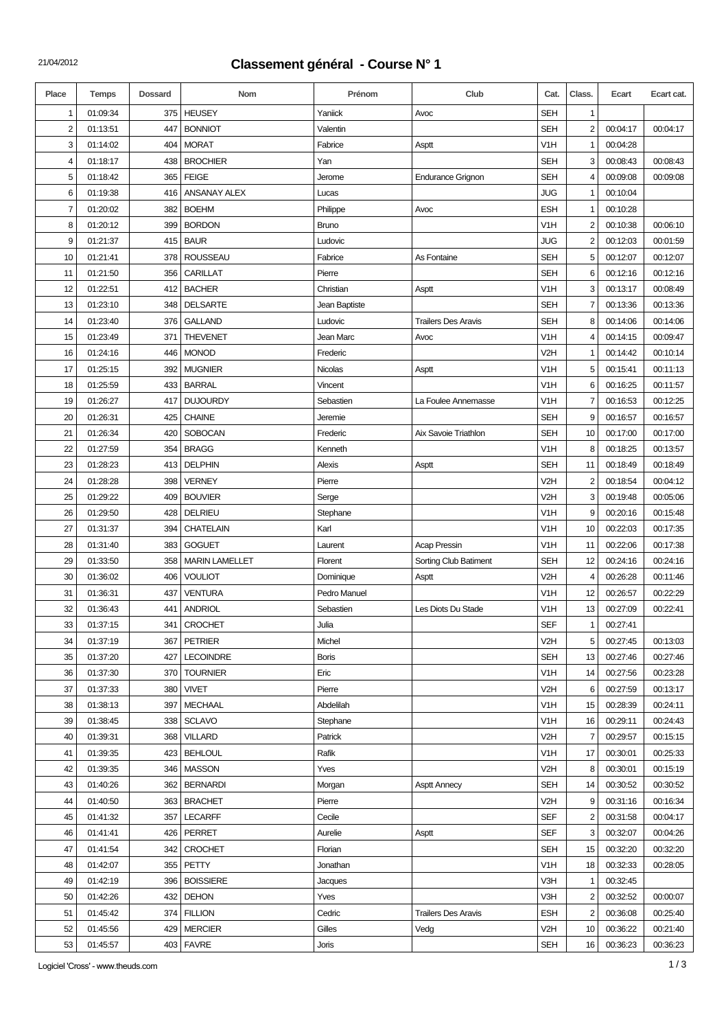21/04/2012

# Classement général - Course N° 1

| Place | Temps | Dossard | Nom | Prénom | Club | Cat. | Class. | Ecart | Ecart cat. |
|---|---|---|---|---|---|---|---|---|---|
| 1 | 01:09:34 | 375 | HEUSEY | Yaniick | Avoc | SEH | 1 | | |
| 2 | 01:13:51 | 447 | BONNIOT | Valentin | | SEH | 2 | 00:04:17 | 00:04:17 |
| 3 | 01:14:02 | 404 | MORAT | Fabrice | Asptt | V1H | 1 | 00:04:28 | |
| 4 | 01:18:17 | 438 | BROCHIER | Yan | | SEH | 3 | 00:08:43 | 00:08:43 |
| 5 | 01:18:42 | 365 | FEIGE | Jerome | Endurance Grignon | SEH | 4 | 00:09:08 | 00:09:08 |
| 6 | 01:19:38 | 416 | ANSANAY ALEX | Lucas | | JUG | 1 | 00:10:04 | |
| 7 | 01:20:02 | 382 | BOEHM | Philippe | Avoc | ESH | 1 | 00:10:28 | |
| 8 | 01:20:12 | 399 | BORDON | Bruno | | V1H | 2 | 00:10:38 | 00:06:10 |
| 9 | 01:21:37 | 415 | BAUR | Ludovic | | JUG | 2 | 00:12:03 | 00:01:59 |
| 10 | 01:21:41 | 378 | ROUSSEAU | Fabrice | As Fontaine | SEH | 5 | 00:12:07 | 00:12:07 |
| 11 | 01:21:50 | 356 | CARILLAT | Pierre | | SEH | 6 | 00:12:16 | 00:12:16 |
| 12 | 01:22:51 | 412 | BACHER | Christian | Asptt | V1H | 3 | 00:13:17 | 00:08:49 |
| 13 | 01:23:10 | 348 | DELSARTE | Jean Baptiste | | SEH | 7 | 00:13:36 | 00:13:36 |
| 14 | 01:23:40 | 376 | GALLAND | Ludovic | Trailers Des Aravis | SEH | 8 | 00:14:06 | 00:14:06 |
| 15 | 01:23:49 | 371 | THEVENET | Jean Marc | Avoc | V1H | 4 | 00:14:15 | 00:09:47 |
| 16 | 01:24:16 | 446 | MONOD | Frederic | | V2H | 1 | 00:14:42 | 00:10:14 |
| 17 | 01:25:15 | 392 | MUGNIER | Nicolas | Asptt | V1H | 5 | 00:15:41 | 00:11:13 |
| 18 | 01:25:59 | 433 | BARRAL | Vincent | | V1H | 6 | 00:16:25 | 00:11:57 |
| 19 | 01:26:27 | 417 | DUJOURDY | Sebastien | La Foulee Annemasse | V1H | 7 | 00:16:53 | 00:12:25 |
| 20 | 01:26:31 | 425 | CHAINE | Jeremie | | SEH | 9 | 00:16:57 | 00:16:57 |
| 21 | 01:26:34 | 420 | SOBOCAN | Frederic | Aix Savoie Triathlon | SEH | 10 | 00:17:00 | 00:17:00 |
| 22 | 01:27:59 | 354 | BRAGG | Kenneth | | V1H | 8 | 00:18:25 | 00:13:57 |
| 23 | 01:28:23 | 413 | DELPHIN | Alexis | Asptt | SEH | 11 | 00:18:49 | 00:18:49 |
| 24 | 01:28:28 | 398 | VERNEY | Pierre | | V2H | 2 | 00:18:54 | 00:04:12 |
| 25 | 01:29:22 | 409 | BOUVIER | Serge | | V2H | 3 | 00:19:48 | 00:05:06 |
| 26 | 01:29:50 | 428 | DELRIEU | Stephane | | V1H | 9 | 00:20:16 | 00:15:48 |
| 27 | 01:31:37 | 394 | CHATELAIN | Karl | | V1H | 10 | 00:22:03 | 00:17:35 |
| 28 | 01:31:40 | 383 | GOGUET | Laurent | Acap Pressin | V1H | 11 | 00:22:06 | 00:17:38 |
| 29 | 01:33:50 | 358 | MARIN LAMELLET | Florent | Sorting Club Batiment | SEH | 12 | 00:24:16 | 00:24:16 |
| 30 | 01:36:02 | 406 | VOULIOT | Dominique | Asptt | V2H | 4 | 00:26:28 | 00:11:46 |
| 31 | 01:36:31 | 437 | VENTURA | Pedro Manuel | | V1H | 12 | 00:26:57 | 00:22:29 |
| 32 | 01:36:43 | 441 | ANDRIOL | Sebastien | Les Diots Du Stade | V1H | 13 | 00:27:09 | 00:22:41 |
| 33 | 01:37:15 | 341 | CROCHET | Julia | | SEF | 1 | 00:27:41 | |
| 34 | 01:37:19 | 367 | PETRIER | Michel | | V2H | 5 | 00:27:45 | 00:13:03 |
| 35 | 01:37:20 | 427 | LECOINDRE | Boris | | SEH | 13 | 00:27:46 | 00:27:46 |
| 36 | 01:37:30 | 370 | TOURNIER | Eric | | V1H | 14 | 00:27:56 | 00:23:28 |
| 37 | 01:37:33 | 380 | VIVET | Pierre | | V2H | 6 | 00:27:59 | 00:13:17 |
| 38 | 01:38:13 | 397 | MECHAAL | Abdelilah | | V1H | 15 | 00:28:39 | 00:24:11 |
| 39 | 01:38:45 | 338 | SCLAVO | Stephane | | V1H | 16 | 00:29:11 | 00:24:43 |
| 40 | 01:39:31 | 368 | VILLARD | Patrick | | V2H | 7 | 00:29:57 | 00:15:15 |
| 41 | 01:39:35 | 423 | BEHLOUL | Rafik | | V1H | 17 | 00:30:01 | 00:25:33 |
| 42 | 01:39:35 | 346 | MASSON | Yves | | V2H | 8 | 00:30:01 | 00:15:19 |
| 43 | 01:40:26 | 362 | BERNARDI | Morgan | Asptt Annecy | SEH | 14 | 00:30:52 | 00:30:52 |
| 44 | 01:40:50 | 363 | BRACHET | Pierre | | V2H | 9 | 00:31:16 | 00:16:34 |
| 45 | 01:41:32 | 357 | LECARFF | Cecile | | SEF | 2 | 00:31:58 | 00:04:17 |
| 46 | 01:41:41 | 426 | PERRET | Aurelie | Asptt | SEF | 3 | 00:32:07 | 00:04:26 |
| 47 | 01:41:54 | 342 | CROCHET | Florian | | SEH | 15 | 00:32:20 | 00:32:20 |
| 48 | 01:42:07 | 355 | PETTY | Jonathan | | V1H | 18 | 00:32:33 | 00:28:05 |
| 49 | 01:42:19 | 396 | BOISSIERE | Jacques | | V3H | 1 | 00:32:45 | |
| 50 | 01:42:26 | 432 | DEHON | Yves | | V3H | 2 | 00:32:52 | 00:00:07 |
| 51 | 01:45:42 | 374 | FILLION | Cedric | Trailers Des Aravis | ESH | 2 | 00:36:08 | 00:25:40 |
| 52 | 01:45:56 | 429 | MERCIER | Gilles | Vedg | V2H | 10 | 00:36:22 | 00:21:40 |
| 53 | 01:45:57 | 403 | FAVRE | Joris | | SEH | 16 | 00:36:23 | 00:36:23 |

Logiciel 'Cross' - www.theuds.com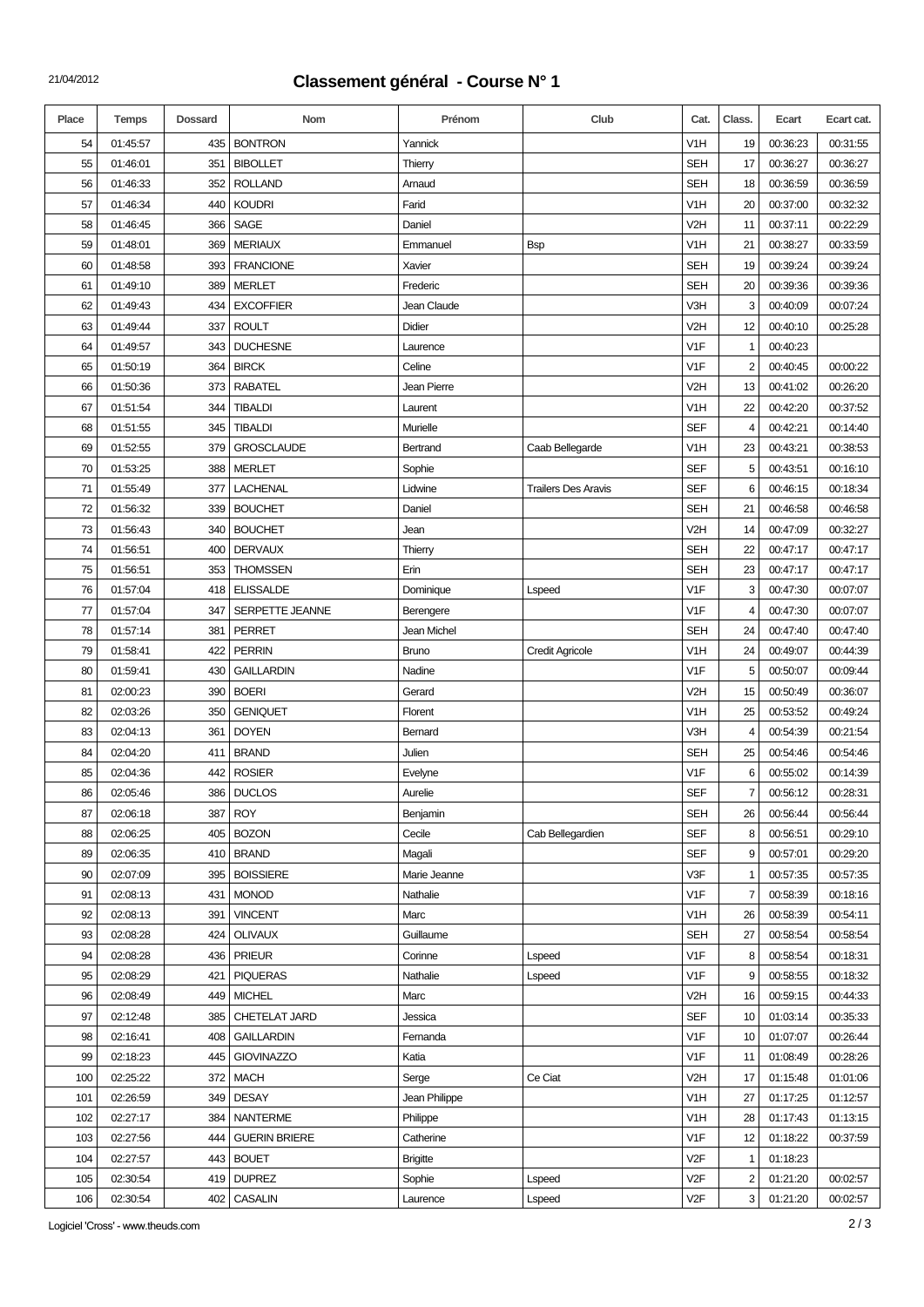21/04/2012

# Classement général - Course N° 1

| Place | Temps | Dossard | Nom | Prénom | Club | Cat. | Class. | Ecart | Ecart cat. |
|---|---|---|---|---|---|---|---|---|---|
| 54 | 01:45:57 | 435 | BONTRON | Yannick | | V1H | 19 | 00:36:23 | 00:31:55 |
| 55 | 01:46:01 | 351 | BIBOLLET | Thierry | | SEH | 17 | 00:36:27 | 00:36:27 |
| 56 | 01:46:33 | 352 | ROLLAND | Arnaud | | SEH | 18 | 00:36:59 | 00:36:59 |
| 57 | 01:46:34 | 440 | KOUDRI | Farid | | V1H | 20 | 00:37:00 | 00:32:32 |
| 58 | 01:46:45 | 366 | SAGE | Daniel | | V2H | 11 | 00:37:11 | 00:22:29 |
| 59 | 01:48:01 | 369 | MERIAUX | Emmanuel | Bsp | V1H | 21 | 00:38:27 | 00:33:59 |
| 60 | 01:48:58 | 393 | FRANCIONE | Xavier | | SEH | 19 | 00:39:24 | 00:39:24 |
| 61 | 01:49:10 | 389 | MERLET | Frederic | | SEH | 20 | 00:39:36 | 00:39:36 |
| 62 | 01:49:43 | 434 | EXCOFFIER | Jean Claude | | V3H | 3 | 00:40:09 | 00:07:24 |
| 63 | 01:49:44 | 337 | ROULT | Didier | | V2H | 12 | 00:40:10 | 00:25:28 |
| 64 | 01:49:57 | 343 | DUCHESNE | Laurence | | V1F | 1 | 00:40:23 | |
| 65 | 01:50:19 | 364 | BIRCK | Celine | | V1F | 2 | 00:40:45 | 00:00:22 |
| 66 | 01:50:36 | 373 | RABATEL | Jean Pierre | | V2H | 13 | 00:41:02 | 00:26:20 |
| 67 | 01:51:54 | 344 | TIBALDI | Laurent | | V1H | 22 | 00:42:20 | 00:37:52 |
| 68 | 01:51:55 | 345 | TIBALDI | Murielle | | SEF | 4 | 00:42:21 | 00:14:40 |
| 69 | 01:52:55 | 379 | GROSCLAUDE | Bertrand | Caab Bellegarde | V1H | 23 | 00:43:21 | 00:38:53 |
| 70 | 01:53:25 | 388 | MERLET | Sophie | | SEF | 5 | 00:43:51 | 00:16:10 |
| 71 | 01:55:49 | 377 | LACHENAL | Lidwine | Trailers Des Aravis | SEF | 6 | 00:46:15 | 00:18:34 |
| 72 | 01:56:32 | 339 | BOUCHET | Daniel | | SEH | 21 | 00:46:58 | 00:46:58 |
| 73 | 01:56:43 | 340 | BOUCHET | Jean | | V2H | 14 | 00:47:09 | 00:32:27 |
| 74 | 01:56:51 | 400 | DERVAUX | Thierry | | SEH | 22 | 00:47:17 | 00:47:17 |
| 75 | 01:56:51 | 353 | THOMSSEN | Erin | | SEH | 23 | 00:47:17 | 00:47:17 |
| 76 | 01:57:04 | 418 | ELISSALDE | Dominique | Lspeed | V1F | 3 | 00:47:30 | 00:07:07 |
| 77 | 01:57:04 | 347 | SERPETTE JEANNE | Berengere | | V1F | 4 | 00:47:30 | 00:07:07 |
| 78 | 01:57:14 | 381 | PERRET | Jean Michel | | SEH | 24 | 00:47:40 | 00:47:40 |
| 79 | 01:58:41 | 422 | PERRIN | Bruno | Credit Agricole | V1H | 24 | 00:49:07 | 00:44:39 |
| 80 | 01:59:41 | 430 | GAILLARDIN | Nadine | | V1F | 5 | 00:50:07 | 00:09:44 |
| 81 | 02:00:23 | 390 | BOERI | Gerard | | V2H | 15 | 00:50:49 | 00:36:07 |
| 82 | 02:03:26 | 350 | GENIQUET | Florent | | V1H | 25 | 00:53:52 | 00:49:24 |
| 83 | 02:04:13 | 361 | DOYEN | Bernard | | V3H | 4 | 00:54:39 | 00:21:54 |
| 84 | 02:04:20 | 411 | BRAND | Julien | | SEH | 25 | 00:54:46 | 00:54:46 |
| 85 | 02:04:36 | 442 | ROSIER | Evelyne | | V1F | 6 | 00:55:02 | 00:14:39 |
| 86 | 02:05:46 | 386 | DUCLOS | Aurelie | | SEF | 7 | 00:56:12 | 00:28:31 |
| 87 | 02:06:18 | 387 | ROY | Benjamin | | SEH | 26 | 00:56:44 | 00:56:44 |
| 88 | 02:06:25 | 405 | BOZON | Cecile | Cab Bellegardien | SEF | 8 | 00:56:51 | 00:29:10 |
| 89 | 02:06:35 | 410 | BRAND | Magali | | SEF | 9 | 00:57:01 | 00:29:20 |
| 90 | 02:07:09 | 395 | BOISSIERE | Marie Jeanne | | V3F | 1 | 00:57:35 | 00:57:35 |
| 91 | 02:08:13 | 431 | MONOD | Nathalie | | V1F | 7 | 00:58:39 | 00:18:16 |
| 92 | 02:08:13 | 391 | VINCENT | Marc | | V1H | 26 | 00:58:39 | 00:54:11 |
| 93 | 02:08:28 | 424 | OLIVAUX | Guillaume | | SEH | 27 | 00:58:54 | 00:58:54 |
| 94 | 02:08:28 | 436 | PRIEUR | Corinne | Lspeed | V1F | 8 | 00:58:54 | 00:18:31 |
| 95 | 02:08:29 | 421 | PIQUERAS | Nathalie | Lspeed | V1F | 9 | 00:58:55 | 00:18:32 |
| 96 | 02:08:49 | 449 | MICHEL | Marc | | V2H | 16 | 00:59:15 | 00:44:33 |
| 97 | 02:12:48 | 385 | CHETELAT JARD | Jessica | | SEF | 10 | 01:03:14 | 00:35:33 |
| 98 | 02:16:41 | 408 | GAILLARDIN | Fernanda | | V1F | 10 | 01:07:07 | 00:26:44 |
| 99 | 02:18:23 | 445 | GIOVINAZZO | Katia | | V1F | 11 | 01:08:49 | 00:28:26 |
| 100 | 02:25:22 | 372 | MACH | Serge | Ce Ciat | V2H | 17 | 01:15:48 | 01:01:06 |
| 101 | 02:26:59 | 349 | DESAY | Jean Philippe | | V1H | 27 | 01:17:25 | 01:12:57 |
| 102 | 02:27:17 | 384 | NANTERME | Philippe | | V1H | 28 | 01:17:43 | 01:13:15 |
| 103 | 02:27:56 | 444 | GUERIN BRIERE | Catherine | | V1F | 12 | 01:18:22 | 00:37:59 |
| 104 | 02:27:57 | 443 | BOUET | Brigitte | | V2F | 1 | 01:18:23 | |
| 105 | 02:30:54 | 419 | DUPREZ | Sophie | Lspeed | V2F | 2 | 01:21:20 | 00:02:57 |
| 106 | 02:30:54 | 402 | CASALIN | Laurence | Lspeed | V2F | 3 | 01:21:20 | 00:02:57 |

Logiciel 'Cross' - www.theuds.com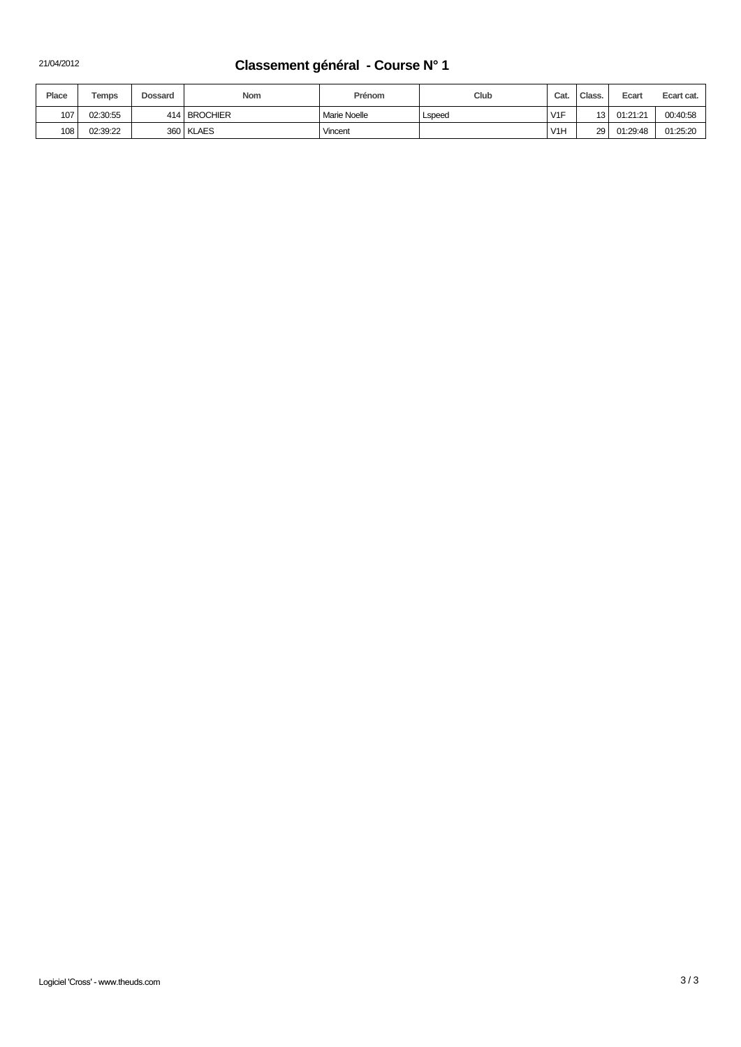21/04/2012

# Classement général - Course N° 1

| Place | Temps | Dossard | Nom | Prénom | Club | Cat. | Class. | Ecart | Ecart cat. |
|---|---|---|---|---|---|---|---|---|---|
| 107 | 02:30:55 | 414 | BROCHIER | Marie Noelle | Lspeed | V1F | 13 | 01:21:21 | 00:40:58 |
| 108 | 02:39:22 | 360 | KLAES | Vincent | | V1H | 29 | 01:29:48 | 01:25:20 |

Logiciel 'Cross' - www.theuds.com